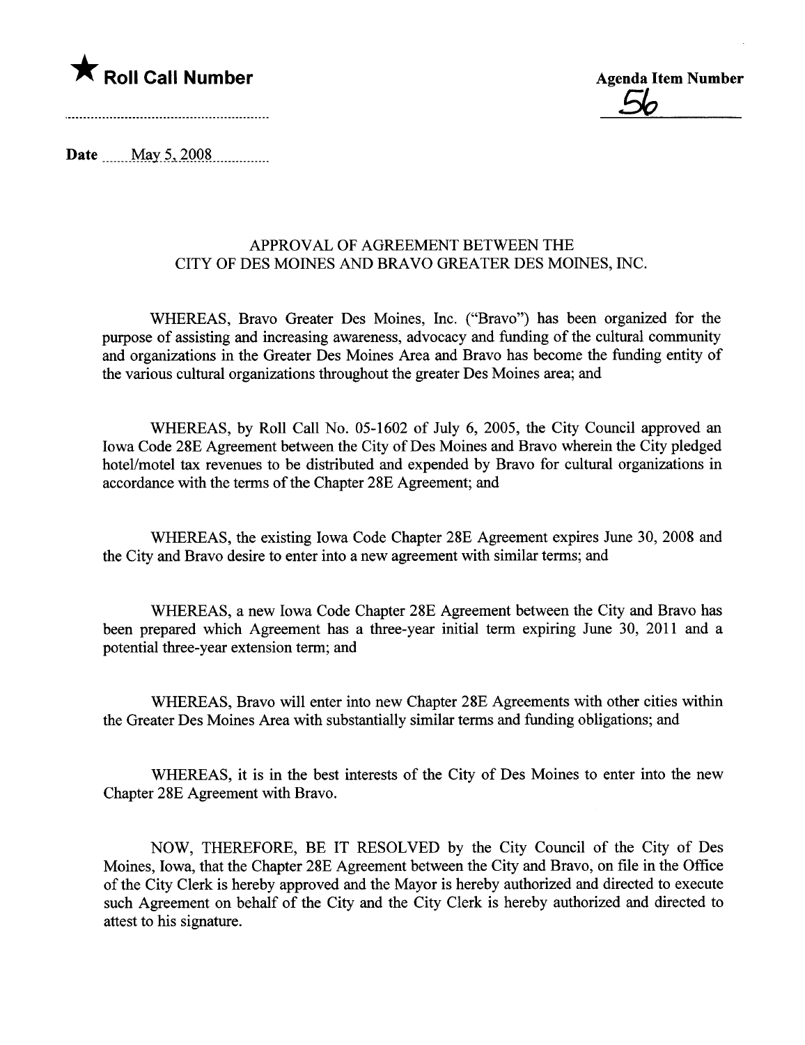★ **Roll Call Number**

**Agenda Item Number**

56

Date May 5, 2008

APPROVAL OF AGREEMENT BETWEEN THE
CITY OF DES MOINES AND BRAVO GREATER DES MOINES, INC.

WHEREAS, Bravo Greater Des Moines, Inc. ("Bravo") has been organized for the purpose of assisting and increasing awareness, advocacy and funding of the cultural community and organizations in the Greater Des Moines Area and Bravo has become the funding entity of the various cultural organizations throughout the greater Des Moines area; and

WHEREAS, by Roll Call No. 05-1602 of July 6, 2005, the City Council approved an Iowa Code 28E Agreement between the City of Des Moines and Bravo wherein the City pledged hotel/motel tax revenues to be distributed and expended by Bravo for cultural organizations in accordance with the terms of the Chapter 28E Agreement; and

WHEREAS, the existing Iowa Code Chapter 28E Agreement expires June 30, 2008 and the City and Bravo desire to enter into a new agreement with similar terms; and

WHEREAS, a new Iowa Code Chapter 28E Agreement between the City and Bravo has been prepared which Agreement has a three-year initial term expiring June 30, 2011 and a potential three-year extension term; and

WHEREAS, Bravo will enter into new Chapter 28E Agreements with other cities within the Greater Des Moines Area with substantially similar terms and funding obligations; and

WHEREAS, it is in the best interests of the City of Des Moines to enter into the new Chapter 28E Agreement with Bravo.

NOW, THEREFORE, BE IT RESOLVED by the City Council of the City of Des Moines, Iowa, that the Chapter 28E Agreement between the City and Bravo, on file in the Office of the City Clerk is hereby approved and the Mayor is hereby authorized and directed to execute such Agreement on behalf of the City and the City Clerk is hereby authorized and directed to attest to his signature.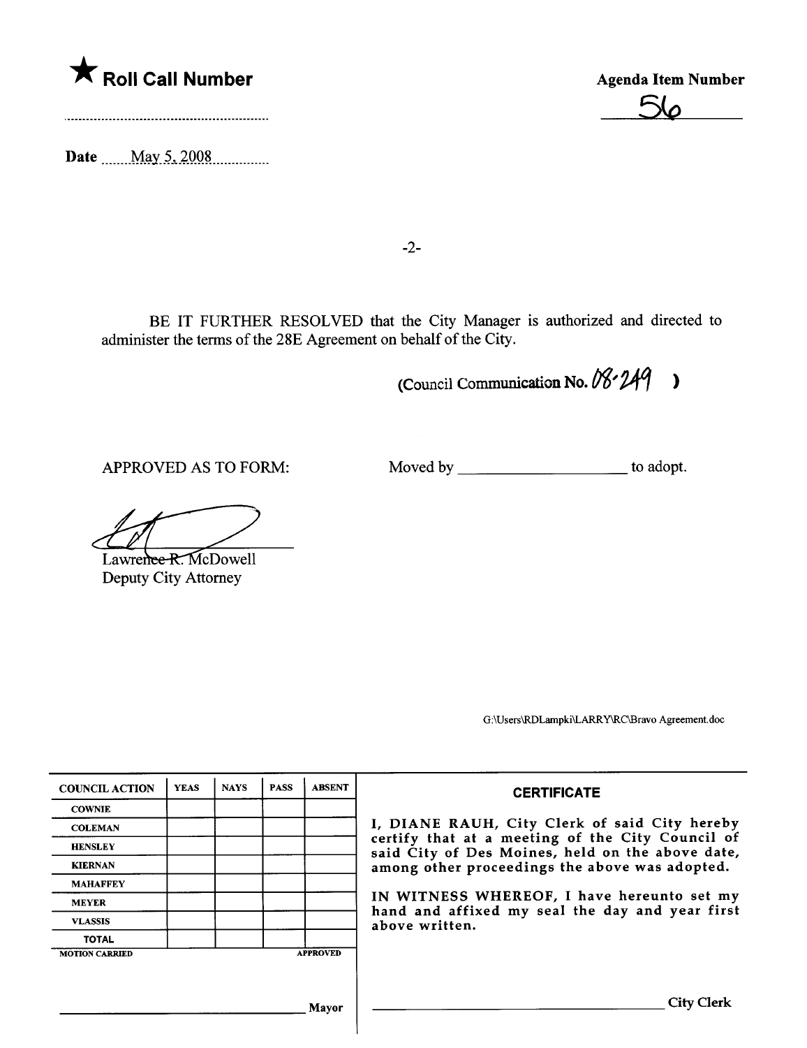★ **Roll Call Number**

**Agenda Item Number**

56

Date May 5, 2008

BE IT FURTHER RESOLVED that the City Manager is authorized and directed to administer the terms of the 28E Agreement on behalf of the City.

(Council Communication No. 08-249 )

APPROVED AS TO FORM:

Moved by ____________________ to adopt.

Lawrence R. McDowell
Deputy City Attorney

G:\Users\RDLampki\LARRY\RC\Bravo Agreement.doc

| COUNCIL ACTION | YEAS | NAYS | PASS | ABSENT |
|---|---|---|---|---|
| COWNIE | | | | |
| COLEMAN | | | | |
| HENSLEY | | | | |
| KIERNAN | | | | |
| MAHAFFEY | | | | |
| MEYER | | | | |
| VLASSIS | | | | |
| TOTAL | | | | |

MOTION CARRIED APPROVED

____________________ Mayor

**CERTIFICATE**

I, DIANE RAUH, City Clerk of said City hereby certify that at a meeting of the City Council of said City of Des Moines, held on the above date, among other proceedings the above was adopted.

IN WITNESS WHEREOF, I have hereunto set my hand and affixed my seal the day and year first above written.

____________________ City Clerk